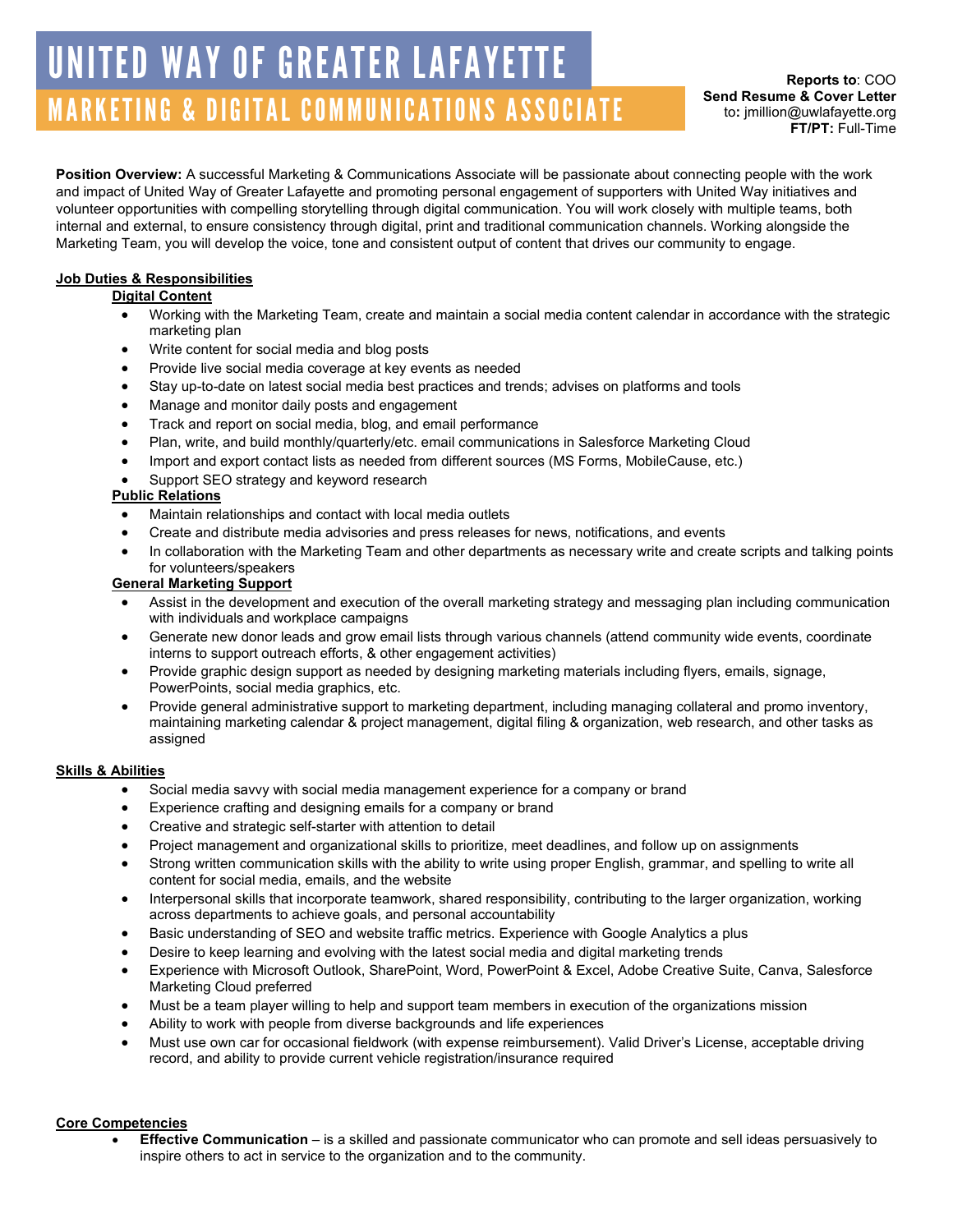# UNITED WAY OF GREATER LAFAYETTE

## MARKETING & DIGITAL COMMUNICATIONS ASSOCIATE

**Reports to**: COO
**Send Resume & Cover Letter** to**:** jmillion@uwlafayette.org
**FT/PT:** Full-Time

**Position Overview:** A successful Marketing & Communications Associate will be passionate about connecting people with the work and impact of United Way of Greater Lafayette and promoting personal engagement of supporters with United Way initiatives and volunteer opportunities with compelling storytelling through digital communication. You will work closely with multiple teams, both internal and external, to ensure consistency through digital, print and traditional communication channels. Working alongside the Marketing Team, you will develop the voice, tone and consistent output of content that drives our community to engage.

### Job Duties & Responsibilities

#### Digital Content

- Working with the Marketing Team, create and maintain a social media content calendar in accordance with the strategic marketing plan
- Write content for social media and blog posts
- Provide live social media coverage at key events as needed
- Stay up-to-date on latest social media best practices and trends; advises on platforms and tools
- Manage and monitor daily posts and engagement
- Track and report on social media, blog, and email performance
- Plan, write, and build monthly/quarterly/etc. email communications in Salesforce Marketing Cloud
- Import and export contact lists as needed from different sources (MS Forms, MobileCause, etc.)
- Support SEO strategy and keyword research

#### Public Relations

- Maintain relationships and contact with local media outlets
- Create and distribute media advisories and press releases for news, notifications, and events
- In collaboration with the Marketing Team and other departments as necessary write and create scripts and talking points for volunteers/speakers

#### General Marketing Support

- Assist in the development and execution of the overall marketing strategy and messaging plan including communication with individuals and workplace campaigns
- Generate new donor leads and grow email lists through various channels (attend community wide events, coordinate interns to support outreach efforts, & other engagement activities)
- Provide graphic design support as needed by designing marketing materials including flyers, emails, signage, PowerPoints, social media graphics, etc.
- Provide general administrative support to marketing department, including managing collateral and promo inventory, maintaining marketing calendar & project management, digital filing & organization, web research, and other tasks as assigned

### Skills & Abilities

- Social media savvy with social media management experience for a company or brand
- Experience crafting and designing emails for a company or brand
- Creative and strategic self-starter with attention to detail
- Project management and organizational skills to prioritize, meet deadlines, and follow up on assignments
- Strong written communication skills with the ability to write using proper English, grammar, and spelling to write all content for social media, emails, and the website
- Interpersonal skills that incorporate teamwork, shared responsibility, contributing to the larger organization, working across departments to achieve goals, and personal accountability
- Basic understanding of SEO and website traffic metrics. Experience with Google Analytics a plus
- Desire to keep learning and evolving with the latest social media and digital marketing trends
- Experience with Microsoft Outlook, SharePoint, Word, PowerPoint & Excel, Adobe Creative Suite, Canva, Salesforce Marketing Cloud preferred
- Must be a team player willing to help and support team members in execution of the organizations mission
- Ability to work with people from diverse backgrounds and life experiences
- Must use own car for occasional fieldwork (with expense reimbursement). Valid Driver's License, acceptable driving record, and ability to provide current vehicle registration/insurance required

### Core Competencies

- **Effective Communication** – is a skilled and passionate communicator who can promote and sell ideas persuasively to inspire others to act in service to the organization and to the community.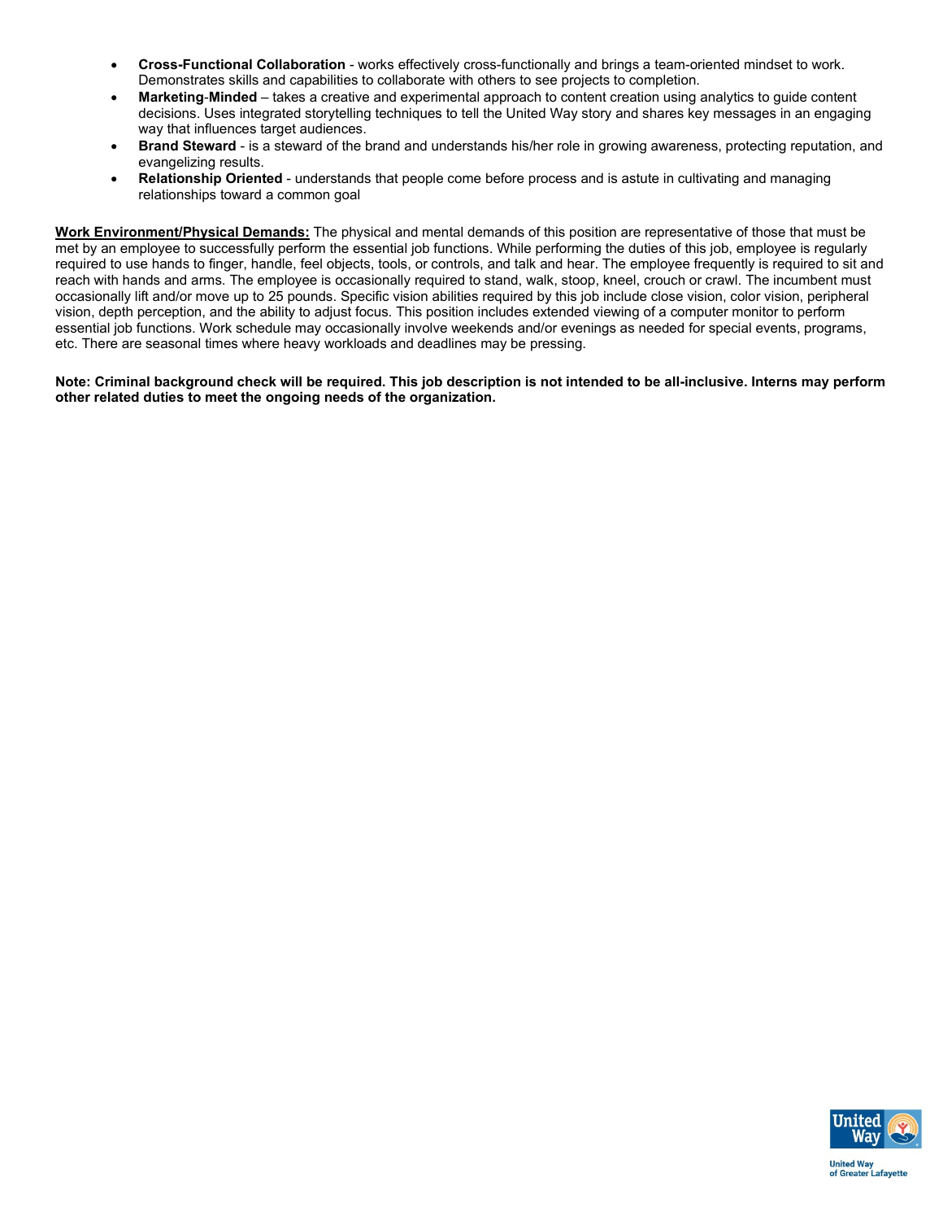- **Cross-Functional Collaboration** - works effectively cross-functionally and brings a team-oriented mindset to work. Demonstrates skills and capabilities to collaborate with others to see projects to completion.
- **Marketing-Minded** – takes a creative and experimental approach to content creation using analytics to guide content decisions. Uses integrated storytelling techniques to tell the United Way story and shares key messages in an engaging way that influences target audiences.
- **Brand Steward** - is a steward of the brand and understands his/her role in growing awareness, protecting reputation, and evangelizing results.
- **Relationship Oriented** - understands that people come before process and is astute in cultivating and managing relationships toward a common goal

**<u>Work Environment/Physical Demands:</u>** The physical and mental demands of this position are representative of those that must be met by an employee to successfully perform the essential job functions. While performing the duties of this job, employee is regularly required to use hands to finger, handle, feel objects, tools, or controls, and talk and hear. The employee frequently is required to sit and reach with hands and arms. The employee is occasionally required to stand, walk, stoop, kneel, crouch or crawl. The incumbent must occasionally lift and/or move up to 25 pounds. Specific vision abilities required by this job include close vision, color vision, peripheral vision, depth perception, and the ability to adjust focus. This position includes extended viewing of a computer monitor to perform essential job functions. Work schedule may occasionally involve weekends and/or evenings as needed for special events, programs, etc. There are seasonal times where heavy workloads and deadlines may be pressing.

**Note: Criminal background check will be required. This job description is not intended to be all-inclusive. Interns may perform other related duties to meet the ongoing needs of the organization.**